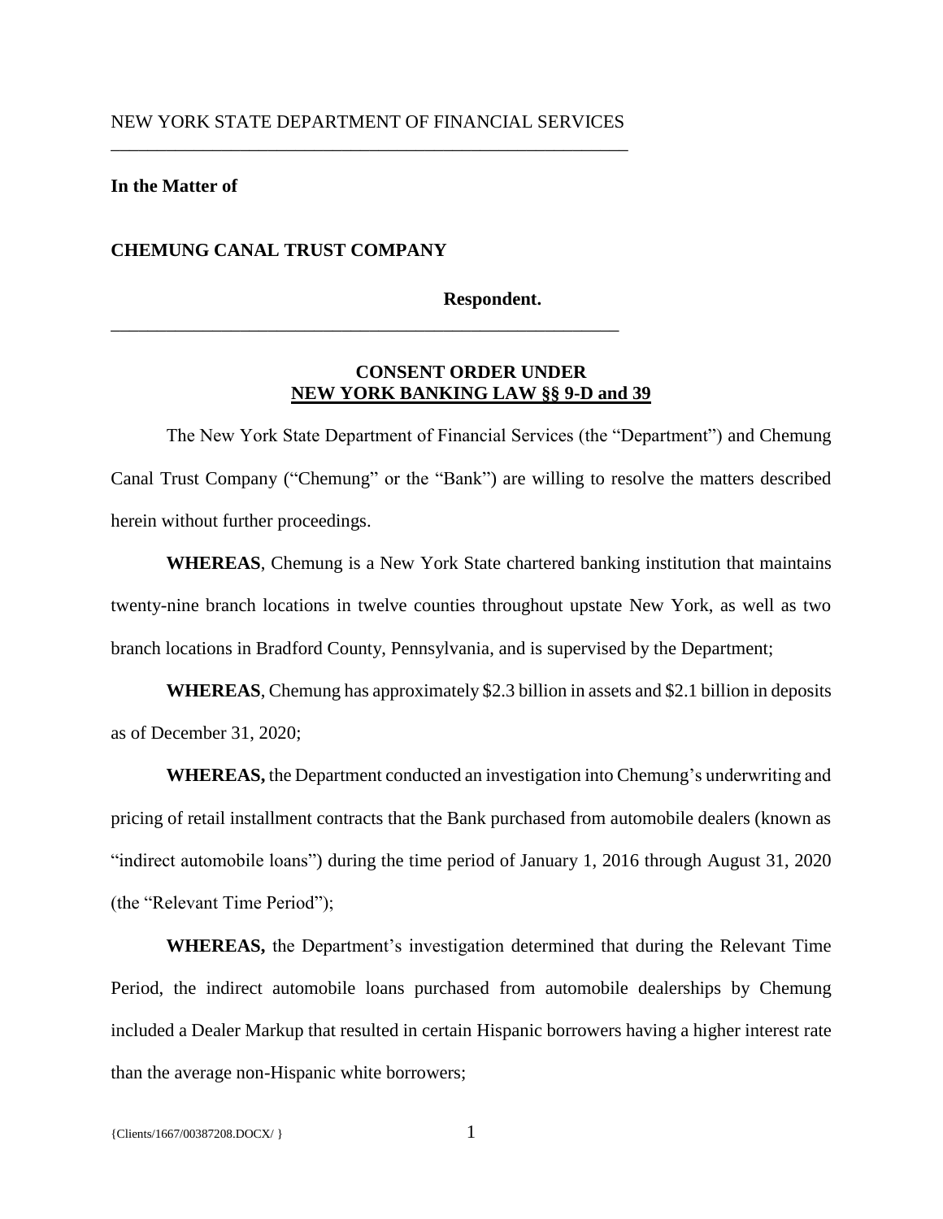NEW YORK STATE DEPARTMENT OF FINANCIAL SERVICES

---

**In the Matter of**

**CHEMUNG CANAL TRUST COMPANY**

**Respondent.**

---

**CONSENT ORDER UNDER**
**NEW YORK BANKING LAW §§ 9-D and 39**

The New York State Department of Financial Services (the "Department") and Chemung Canal Trust Company ("Chemung" or the "Bank") are willing to resolve the matters described herein without further proceedings.

**WHEREAS**, Chemung is a New York State chartered banking institution that maintains twenty-nine branch locations in twelve counties throughout upstate New York, as well as two branch locations in Bradford County, Pennsylvania, and is supervised by the Department;

**WHEREAS**, Chemung has approximately $2.3 billion in assets and $2.1 billion in deposits as of December 31, 2020;

**WHEREAS,** the Department conducted an investigation into Chemung's underwriting and pricing of retail installment contracts that the Bank purchased from automobile dealers (known as "indirect automobile loans") during the time period of January 1, 2016 through August 31, 2020 (the "Relevant Time Period");

**WHEREAS,** the Department's investigation determined that during the Relevant Time Period, the indirect automobile loans purchased from automobile dealerships by Chemung included a Dealer Markup that resulted in certain Hispanic borrowers having a higher interest rate than the average non-Hispanic white borrowers;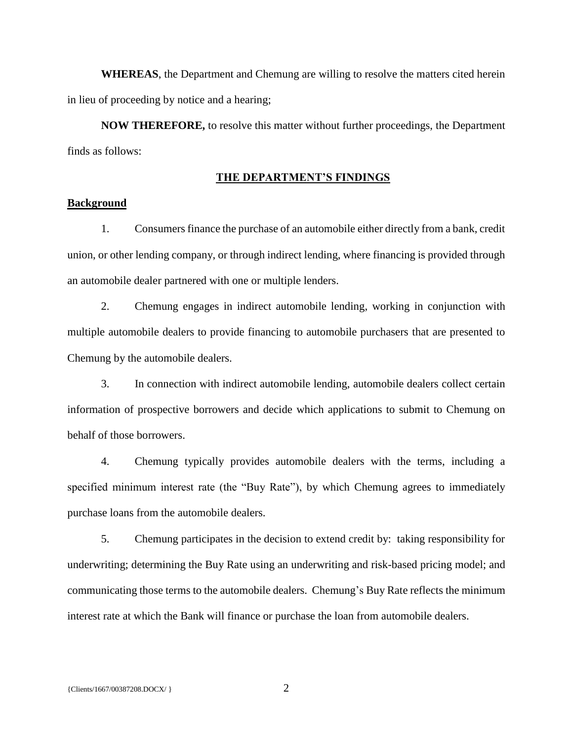**WHEREAS**, the Department and Chemung are willing to resolve the matters cited herein in lieu of proceeding by notice and a hearing;

**NOW THEREFORE,** to resolve this matter without further proceedings, the Department finds as follows:

## THE DEPARTMENT'S FINDINGS

### Background

1. Consumers finance the purchase of an automobile either directly from a bank, credit union, or other lending company, or through indirect lending, where financing is provided through an automobile dealer partnered with one or multiple lenders.

2. Chemung engages in indirect automobile lending, working in conjunction with multiple automobile dealers to provide financing to automobile purchasers that are presented to Chemung by the automobile dealers.

3. In connection with indirect automobile lending, automobile dealers collect certain information of prospective borrowers and decide which applications to submit to Chemung on behalf of those borrowers.

4. Chemung typically provides automobile dealers with the terms, including a specified minimum interest rate (the "Buy Rate"), by which Chemung agrees to immediately purchase loans from the automobile dealers.

5. Chemung participates in the decision to extend credit by: taking responsibility for underwriting; determining the Buy Rate using an underwriting and risk-based pricing model; and communicating those terms to the automobile dealers. Chemung's Buy Rate reflects the minimum interest rate at which the Bank will finance or purchase the loan from automobile dealers.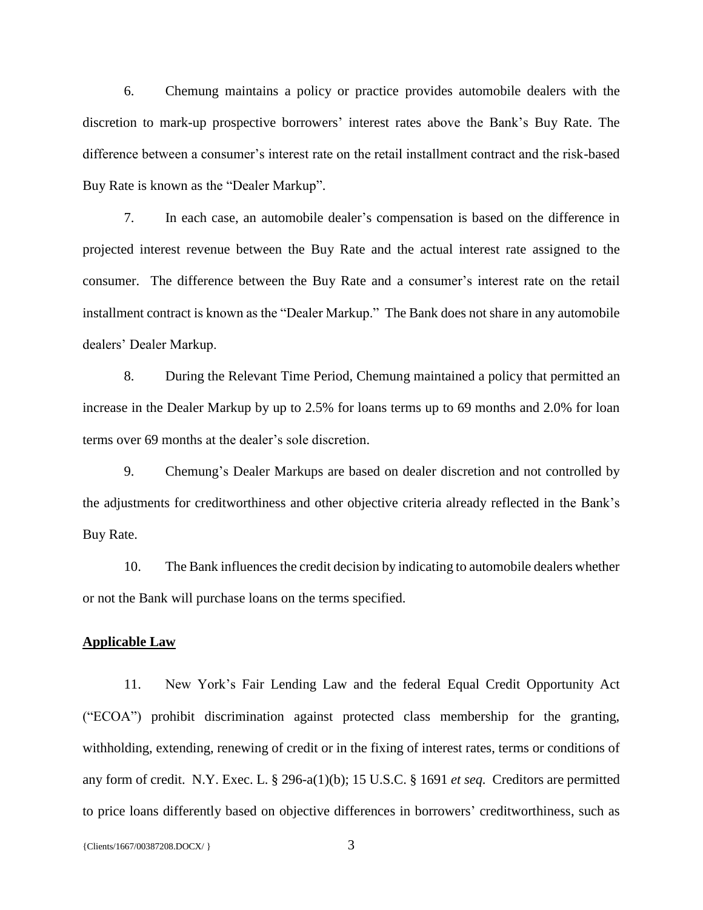6. Chemung maintains a policy or practice provides automobile dealers with the discretion to mark-up prospective borrowers' interest rates above the Bank's Buy Rate. The difference between a consumer's interest rate on the retail installment contract and the risk-based Buy Rate is known as the "Dealer Markup".

7. In each case, an automobile dealer's compensation is based on the difference in projected interest revenue between the Buy Rate and the actual interest rate assigned to the consumer. The difference between the Buy Rate and a consumer's interest rate on the retail installment contract is known as the "Dealer Markup." The Bank does not share in any automobile dealers' Dealer Markup.

8. During the Relevant Time Period, Chemung maintained a policy that permitted an increase in the Dealer Markup by up to 2.5% for loans terms up to 69 months and 2.0% for loan terms over 69 months at the dealer's sole discretion.

9. Chemung's Dealer Markups are based on dealer discretion and not controlled by the adjustments for creditworthiness and other objective criteria already reflected in the Bank's Buy Rate.

10. The Bank influences the credit decision by indicating to automobile dealers whether or not the Bank will purchase loans on the terms specified.

**Applicable Law**

11. New York's Fair Lending Law and the federal Equal Credit Opportunity Act ("ECOA") prohibit discrimination against protected class membership for the granting, withholding, extending, renewing of credit or in the fixing of interest rates, terms or conditions of any form of credit. N.Y. Exec. L. § 296-a(1)(b); 15 U.S.C. § 1691 *et seq.* Creditors are permitted to price loans differently based on objective differences in borrowers' creditworthiness, such as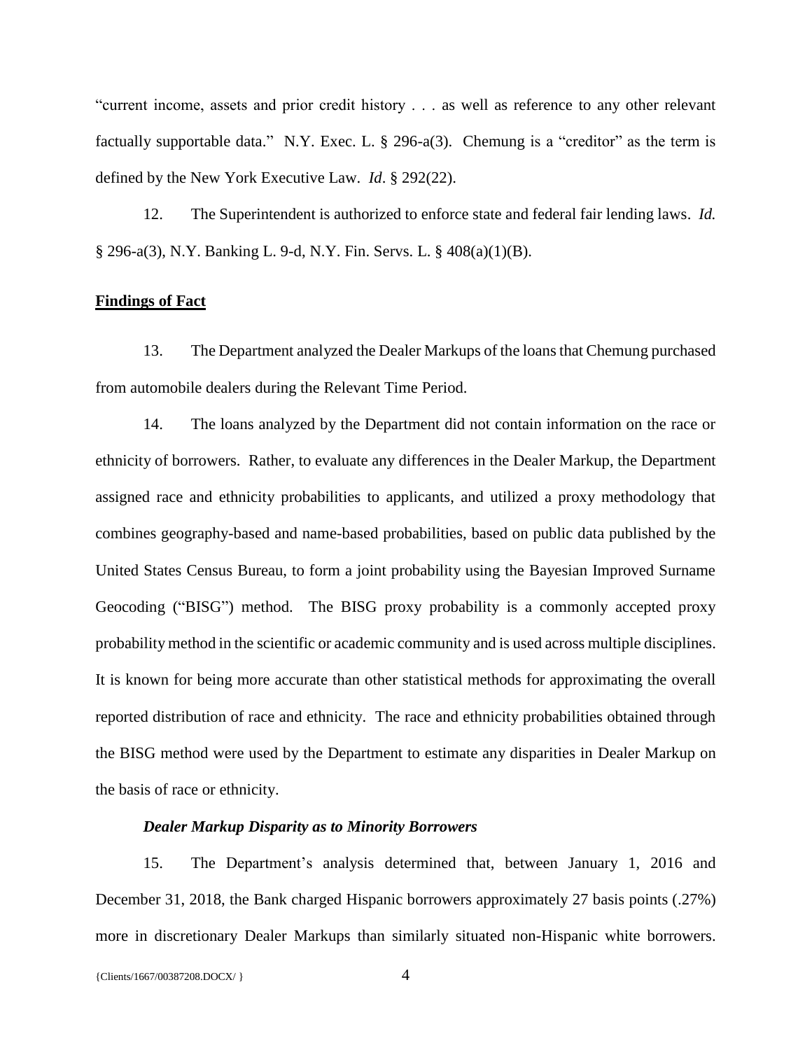"current income, assets and prior credit history . . . as well as reference to any other relevant factually supportable data." N.Y. Exec. L. § 296-a(3). Chemung is a "creditor" as the term is defined by the New York Executive Law. *Id*. § 292(22).

12. The Superintendent is authorized to enforce state and federal fair lending laws. *Id.* § 296-a(3), N.Y. Banking L. 9-d, N.Y. Fin. Servs. L. § 408(a)(1)(B).

**Findings of Fact**

13. The Department analyzed the Dealer Markups of the loans that Chemung purchased from automobile dealers during the Relevant Time Period.

14. The loans analyzed by the Department did not contain information on the race or ethnicity of borrowers. Rather, to evaluate any differences in the Dealer Markup, the Department assigned race and ethnicity probabilities to applicants, and utilized a proxy methodology that combines geography-based and name-based probabilities, based on public data published by the United States Census Bureau, to form a joint probability using the Bayesian Improved Surname Geocoding ("BISG") method. The BISG proxy probability is a commonly accepted proxy probability method in the scientific or academic community and is used across multiple disciplines. It is known for being more accurate than other statistical methods for approximating the overall reported distribution of race and ethnicity. The race and ethnicity probabilities obtained through the BISG method were used by the Department to estimate any disparities in Dealer Markup on the basis of race or ethnicity.

***Dealer Markup Disparity as to Minority Borrowers***

15. The Department's analysis determined that, between January 1, 2016 and December 31, 2018, the Bank charged Hispanic borrowers approximately 27 basis points (.27%) more in discretionary Dealer Markups than similarly situated non-Hispanic white borrowers.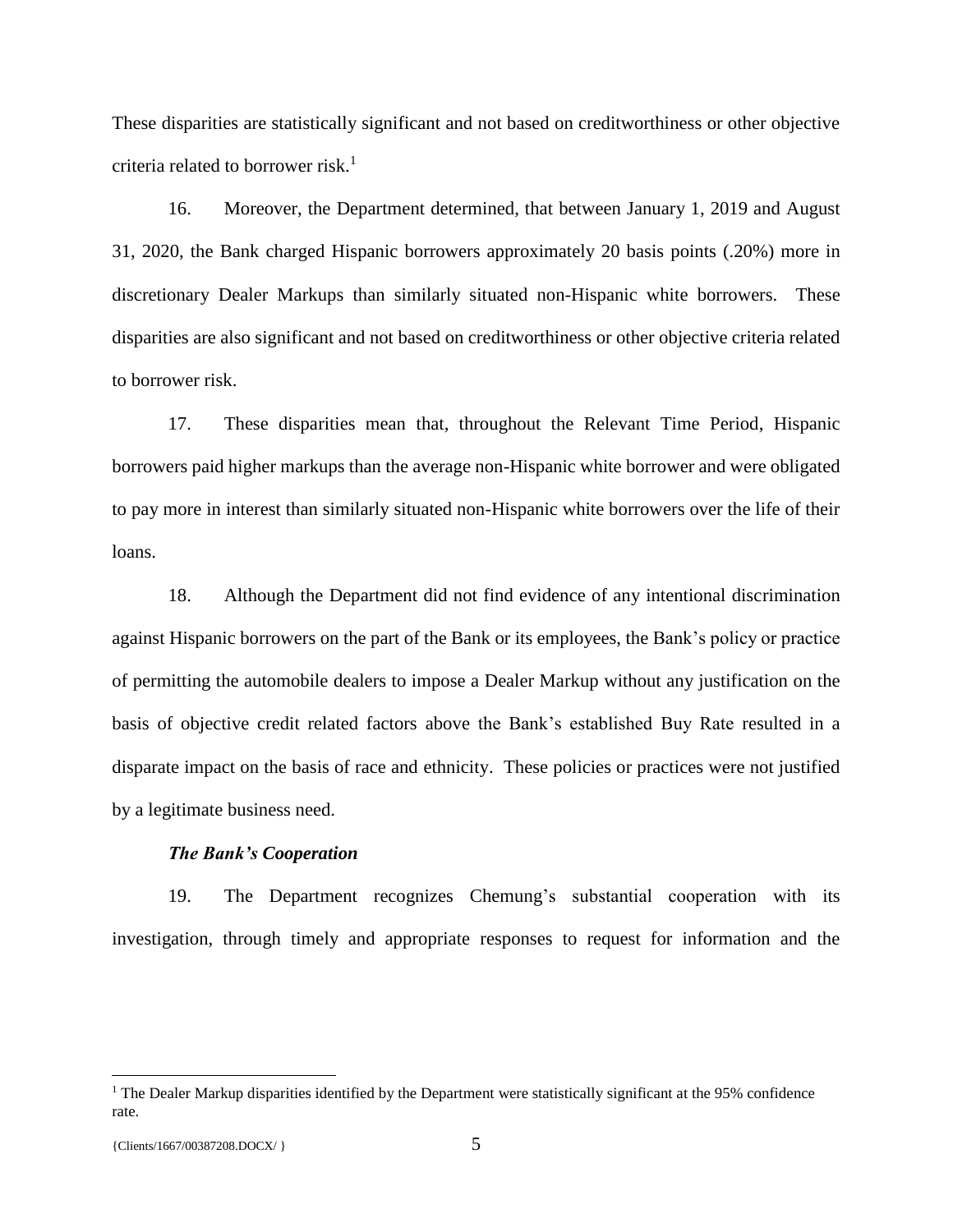These disparities are statistically significant and not based on creditworthiness or other objective criteria related to borrower risk.[1]

16. Moreover, the Department determined, that between January 1, 2019 and August 31, 2020, the Bank charged Hispanic borrowers approximately 20 basis points (.20%) more in discretionary Dealer Markups than similarly situated non-Hispanic white borrowers. These disparities are also significant and not based on creditworthiness or other objective criteria related to borrower risk.

17. These disparities mean that, throughout the Relevant Time Period, Hispanic borrowers paid higher markups than the average non-Hispanic white borrower and were obligated to pay more in interest than similarly situated non-Hispanic white borrowers over the life of their loans.

18. Although the Department did not find evidence of any intentional discrimination against Hispanic borrowers on the part of the Bank or its employees, the Bank's policy or practice of permitting the automobile dealers to impose a Dealer Markup without any justification on the basis of objective credit related factors above the Bank's established Buy Rate resulted in a disparate impact on the basis of race and ethnicity. These policies or practices were not justified by a legitimate business need.

***The Bank's Cooperation***

19. The Department recognizes Chemung's substantial cooperation with its investigation, through timely and appropriate responses to request for information and the

[1] The Dealer Markup disparities identified by the Department were statistically significant at the 95% confidence rate.

{Clients/1667/00387208.DOCX/ }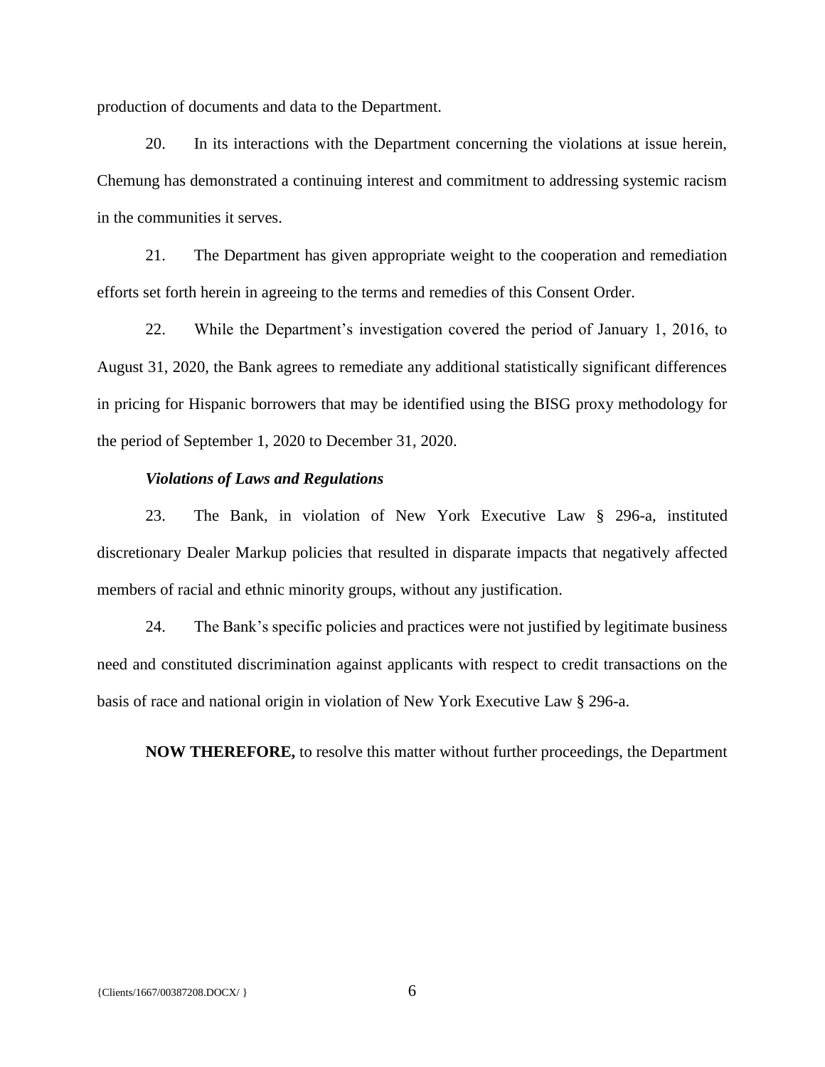production of documents and data to the Department.

20. In its interactions with the Department concerning the violations at issue herein, Chemung has demonstrated a continuing interest and commitment to addressing systemic racism in the communities it serves.

21. The Department has given appropriate weight to the cooperation and remediation efforts set forth herein in agreeing to the terms and remedies of this Consent Order.

22. While the Department's investigation covered the period of January 1, 2016, to August 31, 2020, the Bank agrees to remediate any additional statistically significant differences in pricing for Hispanic borrowers that may be identified using the BISG proxy methodology for the period of September 1, 2020 to December 31, 2020.

***Violations of Laws and Regulations***

23. The Bank, in violation of New York Executive Law § 296-a, instituted discretionary Dealer Markup policies that resulted in disparate impacts that negatively affected members of racial and ethnic minority groups, without any justification.

24. The Bank's specific policies and practices were not justified by legitimate business need and constituted discrimination against applicants with respect to credit transactions on the basis of race and national origin in violation of New York Executive Law § 296-a.

**NOW THEREFORE,** to resolve this matter without further proceedings, the Department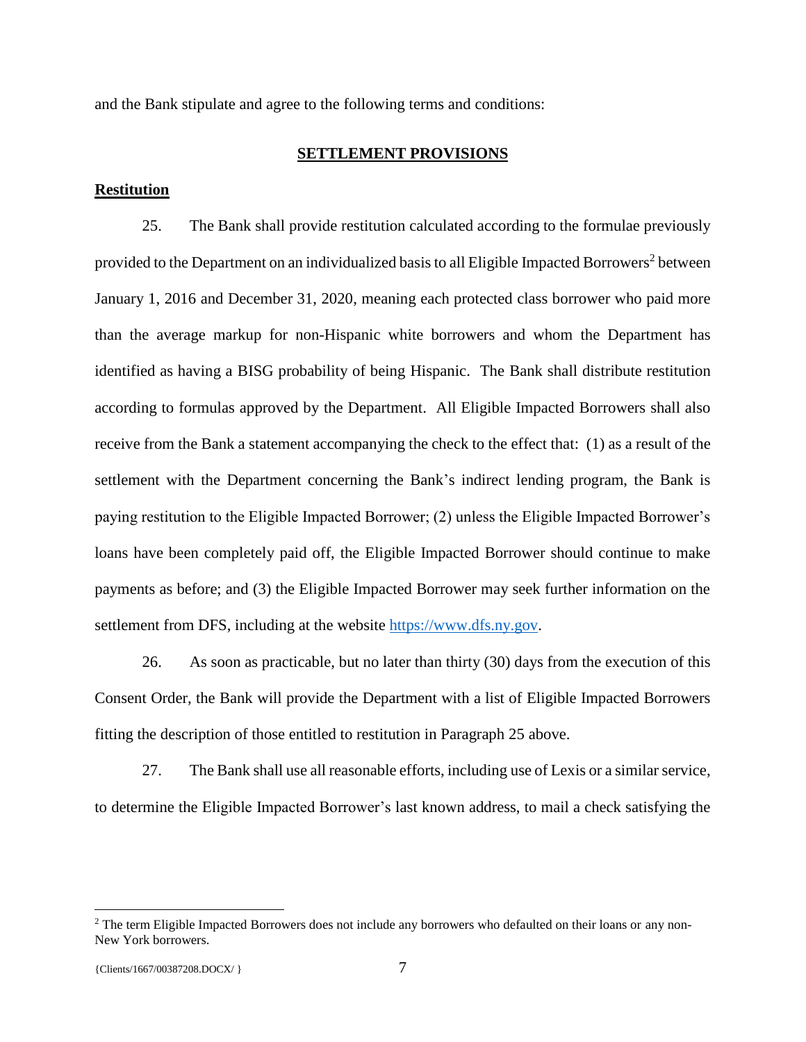and the Bank stipulate and agree to the following terms and conditions:

## SETTLEMENT PROVISIONS

### Restitution

25. The Bank shall provide restitution calculated according to the formulae previously provided to the Department on an individualized basis to all Eligible Impacted Borrowers[2] between January 1, 2016 and December 31, 2020, meaning each protected class borrower who paid more than the average markup for non-Hispanic white borrowers and whom the Department has identified as having a BISG probability of being Hispanic. The Bank shall distribute restitution according to formulas approved by the Department. All Eligible Impacted Borrowers shall also receive from the Bank a statement accompanying the check to the effect that: (1) as a result of the settlement with the Department concerning the Bank's indirect lending program, the Bank is paying restitution to the Eligible Impacted Borrower; (2) unless the Eligible Impacted Borrower's loans have been completely paid off, the Eligible Impacted Borrower should continue to make payments as before; and (3) the Eligible Impacted Borrower may seek further information on the settlement from DFS, including at the website https://www.dfs.ny.gov.

26. As soon as practicable, but no later than thirty (30) days from the execution of this Consent Order, the Bank will provide the Department with a list of Eligible Impacted Borrowers fitting the description of those entitled to restitution in Paragraph 25 above.

27. The Bank shall use all reasonable efforts, including use of Lexis or a similar service, to determine the Eligible Impacted Borrower's last known address, to mail a check satisfying the

[2] The term Eligible Impacted Borrowers does not include any borrowers who defaulted on their loans or any non-New York borrowers.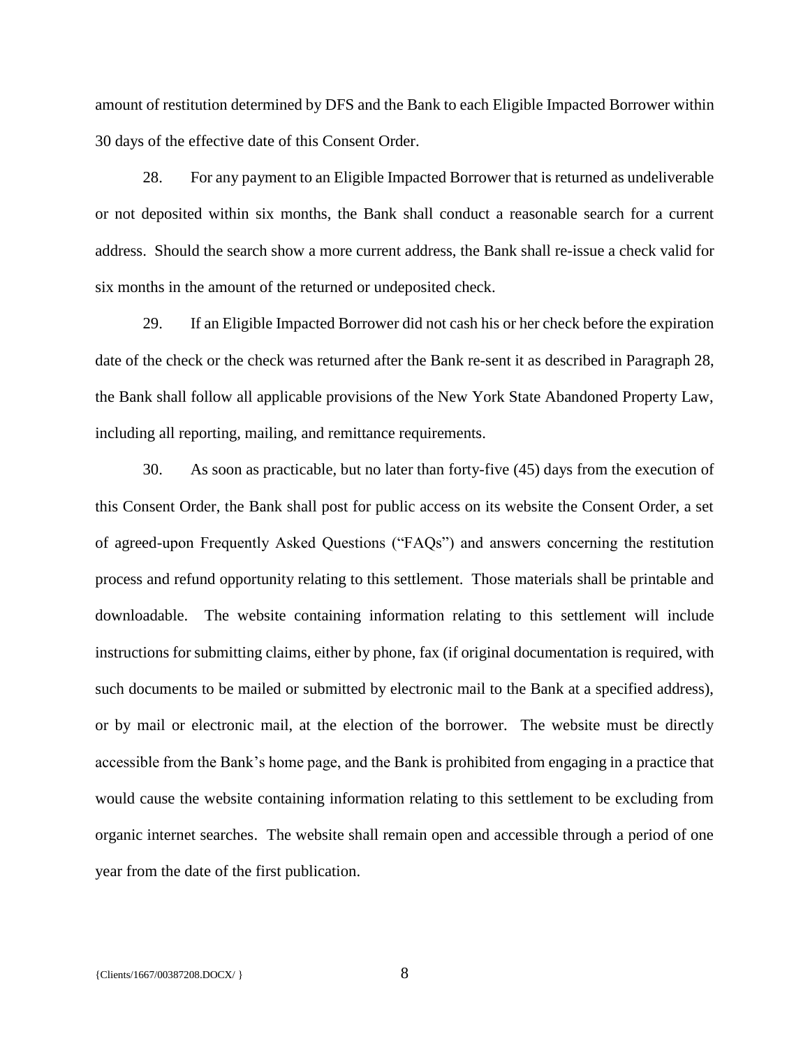amount of restitution determined by DFS and the Bank to each Eligible Impacted Borrower within 30 days of the effective date of this Consent Order.

28. For any payment to an Eligible Impacted Borrower that is returned as undeliverable or not deposited within six months, the Bank shall conduct a reasonable search for a current address. Should the search show a more current address, the Bank shall re-issue a check valid for six months in the amount of the returned or undeposited check.

29. If an Eligible Impacted Borrower did not cash his or her check before the expiration date of the check or the check was returned after the Bank re-sent it as described in Paragraph 28, the Bank shall follow all applicable provisions of the New York State Abandoned Property Law, including all reporting, mailing, and remittance requirements.

30. As soon as practicable, but no later than forty-five (45) days from the execution of this Consent Order, the Bank shall post for public access on its website the Consent Order, a set of agreed-upon Frequently Asked Questions ("FAQs") and answers concerning the restitution process and refund opportunity relating to this settlement. Those materials shall be printable and downloadable. The website containing information relating to this settlement will include instructions for submitting claims, either by phone, fax (if original documentation is required, with such documents to be mailed or submitted by electronic mail to the Bank at a specified address), or by mail or electronic mail, at the election of the borrower. The website must be directly accessible from the Bank's home page, and the Bank is prohibited from engaging in a practice that would cause the website containing information relating to this settlement to be excluding from organic internet searches. The website shall remain open and accessible through a period of one year from the date of the first publication.

{Clients/1667/00387208.DOCX/ }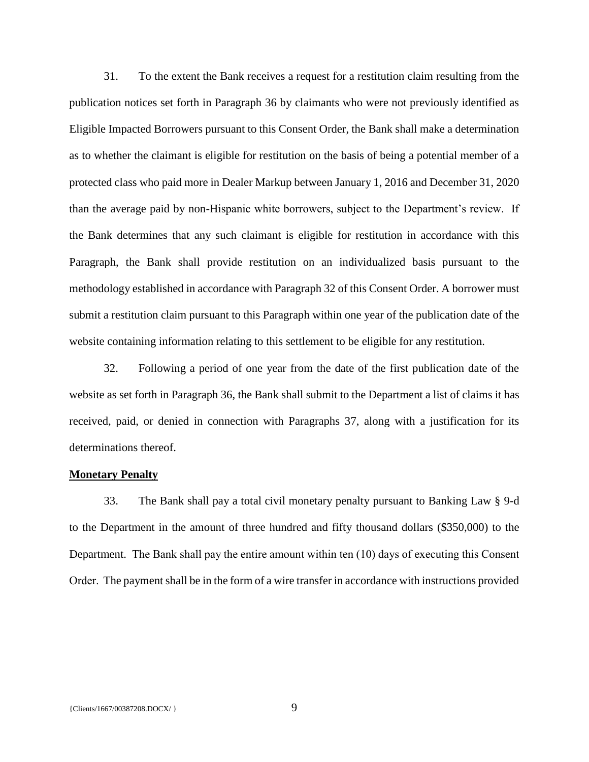31. To the extent the Bank receives a request for a restitution claim resulting from the publication notices set forth in Paragraph 36 by claimants who were not previously identified as Eligible Impacted Borrowers pursuant to this Consent Order, the Bank shall make a determination as to whether the claimant is eligible for restitution on the basis of being a potential member of a protected class who paid more in Dealer Markup between January 1, 2016 and December 31, 2020 than the average paid by non-Hispanic white borrowers, subject to the Department's review. If the Bank determines that any such claimant is eligible for restitution in accordance with this Paragraph, the Bank shall provide restitution on an individualized basis pursuant to the methodology established in accordance with Paragraph 32 of this Consent Order. A borrower must submit a restitution claim pursuant to this Paragraph within one year of the publication date of the website containing information relating to this settlement to be eligible for any restitution.

32. Following a period of one year from the date of the first publication date of the website as set forth in Paragraph 36, the Bank shall submit to the Department a list of claims it has received, paid, or denied in connection with Paragraphs 37, along with a justification for its determinations thereof.

**Monetary Penalty**

33. The Bank shall pay a total civil monetary penalty pursuant to Banking Law § 9-d to the Department in the amount of three hundred and fifty thousand dollars ($350,000) to the Department. The Bank shall pay the entire amount within ten (10) days of executing this Consent Order. The payment shall be in the form of a wire transfer in accordance with instructions provided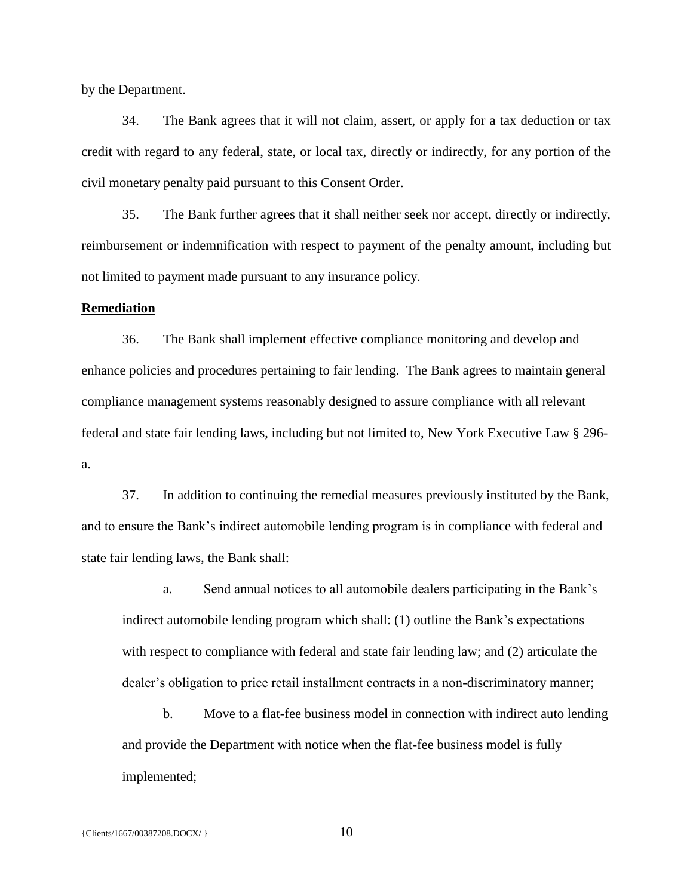by the Department.

34. The Bank agrees that it will not claim, assert, or apply for a tax deduction or tax credit with regard to any federal, state, or local tax, directly or indirectly, for any portion of the civil monetary penalty paid pursuant to this Consent Order.

35. The Bank further agrees that it shall neither seek nor accept, directly or indirectly, reimbursement or indemnification with respect to payment of the penalty amount, including but not limited to payment made pursuant to any insurance policy.

**Remediation**

36. The Bank shall implement effective compliance monitoring and develop and enhance policies and procedures pertaining to fair lending. The Bank agrees to maintain general compliance management systems reasonably designed to assure compliance with all relevant federal and state fair lending laws, including but not limited to, New York Executive Law § 296-a.

37. In addition to continuing the remedial measures previously instituted by the Bank, and to ensure the Bank's indirect automobile lending program is in compliance with federal and state fair lending laws, the Bank shall:

a. Send annual notices to all automobile dealers participating in the Bank's indirect automobile lending program which shall: (1) outline the Bank's expectations with respect to compliance with federal and state fair lending law; and (2) articulate the dealer's obligation to price retail installment contracts in a non-discriminatory manner;

b. Move to a flat-fee business model in connection with indirect auto lending and provide the Department with notice when the flat-fee business model is fully implemented;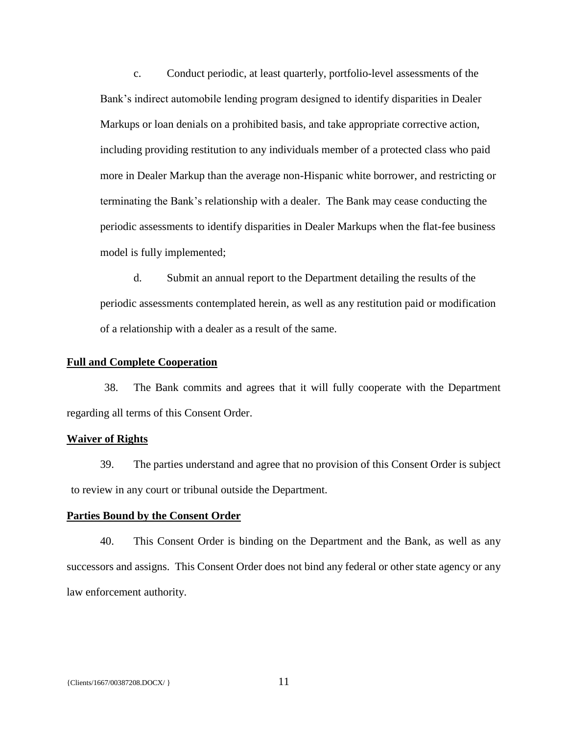c. Conduct periodic, at least quarterly, portfolio-level assessments of the Bank's indirect automobile lending program designed to identify disparities in Dealer Markups or loan denials on a prohibited basis, and take appropriate corrective action, including providing restitution to any individuals member of a protected class who paid more in Dealer Markup than the average non-Hispanic white borrower, and restricting or terminating the Bank's relationship with a dealer. The Bank may cease conducting the periodic assessments to identify disparities in Dealer Markups when the flat-fee business model is fully implemented;

d. Submit an annual report to the Department detailing the results of the periodic assessments contemplated herein, as well as any restitution paid or modification of a relationship with a dealer as a result of the same.

**Full and Complete Cooperation**

38. The Bank commits and agrees that it will fully cooperate with the Department regarding all terms of this Consent Order.

**Waiver of Rights**

39. The parties understand and agree that no provision of this Consent Order is subject to review in any court or tribunal outside the Department.

**Parties Bound by the Consent Order**

40. This Consent Order is binding on the Department and the Bank, as well as any successors and assigns. This Consent Order does not bind any federal or other state agency or any law enforcement authority.

{Clients/1667/00387208.DOCX/ }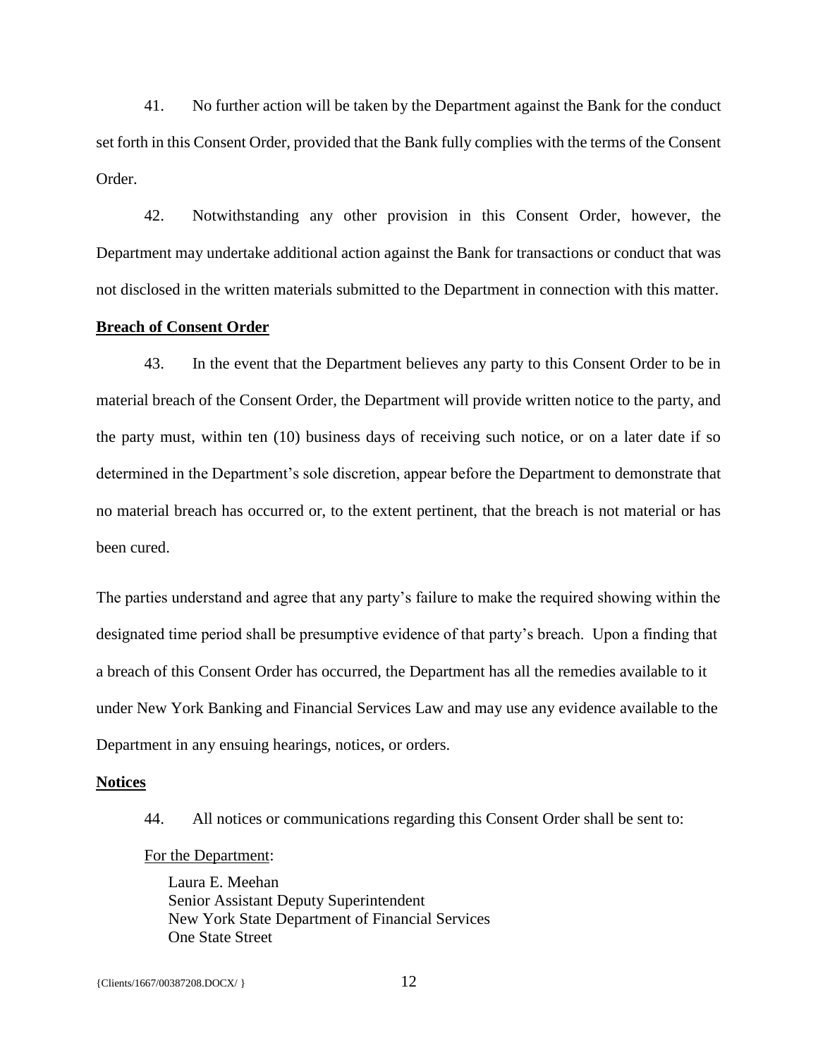41. No further action will be taken by the Department against the Bank for the conduct set forth in this Consent Order, provided that the Bank fully complies with the terms of the Consent Order.

42. Notwithstanding any other provision in this Consent Order, however, the Department may undertake additional action against the Bank for transactions or conduct that was not disclosed in the written materials submitted to the Department in connection with this matter.

**Breach of Consent Order**

43. In the event that the Department believes any party to this Consent Order to be in material breach of the Consent Order, the Department will provide written notice to the party, and the party must, within ten (10) business days of receiving such notice, or on a later date if so determined in the Department's sole discretion, appear before the Department to demonstrate that no material breach has occurred or, to the extent pertinent, that the breach is not material or has been cured.

The parties understand and agree that any party's failure to make the required showing within the designated time period shall be presumptive evidence of that party's breach. Upon a finding that a breach of this Consent Order has occurred, the Department has all the remedies available to it under New York Banking and Financial Services Law and may use any evidence available to the Department in any ensuing hearings, notices, or orders.

**Notices**

44. All notices or communications regarding this Consent Order shall be sent to:

For the Department:

Laura E. Meehan
Senior Assistant Deputy Superintendent
New York State Department of Financial Services
One State Street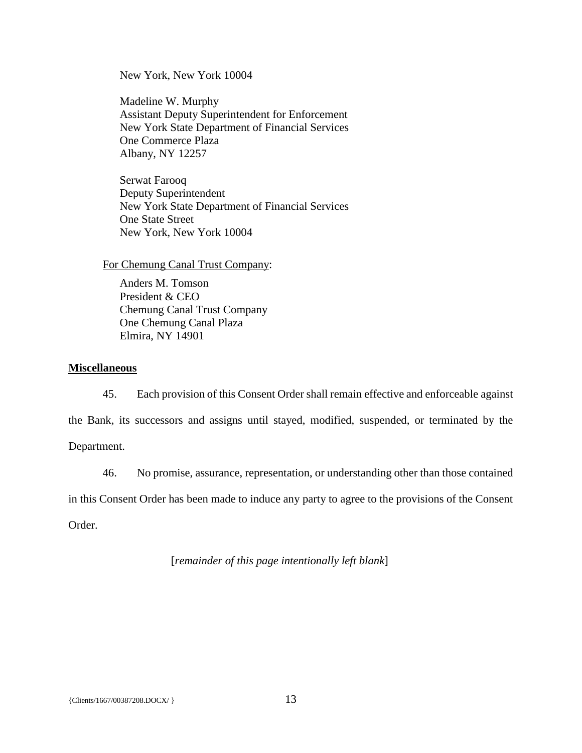New York, New York 10004

Madeline W. Murphy
Assistant Deputy Superintendent for Enforcement
New York State Department of Financial Services
One Commerce Plaza
Albany, NY 12257

Serwat Farooq
Deputy Superintendent
New York State Department of Financial Services
One State Street
New York, New York 10004

For Chemung Canal Trust Company:

Anders M. Tomson
President & CEO
Chemung Canal Trust Company
One Chemung Canal Plaza
Elmira, NY 14901

**Miscellaneous**

45. Each provision of this Consent Order shall remain effective and enforceable against the Bank, its successors and assigns until stayed, modified, suspended, or terminated by the Department.

46. No promise, assurance, representation, or understanding other than those contained in this Consent Order has been made to induce any party to agree to the provisions of the Consent Order.

[*remainder of this page intentionally left blank*]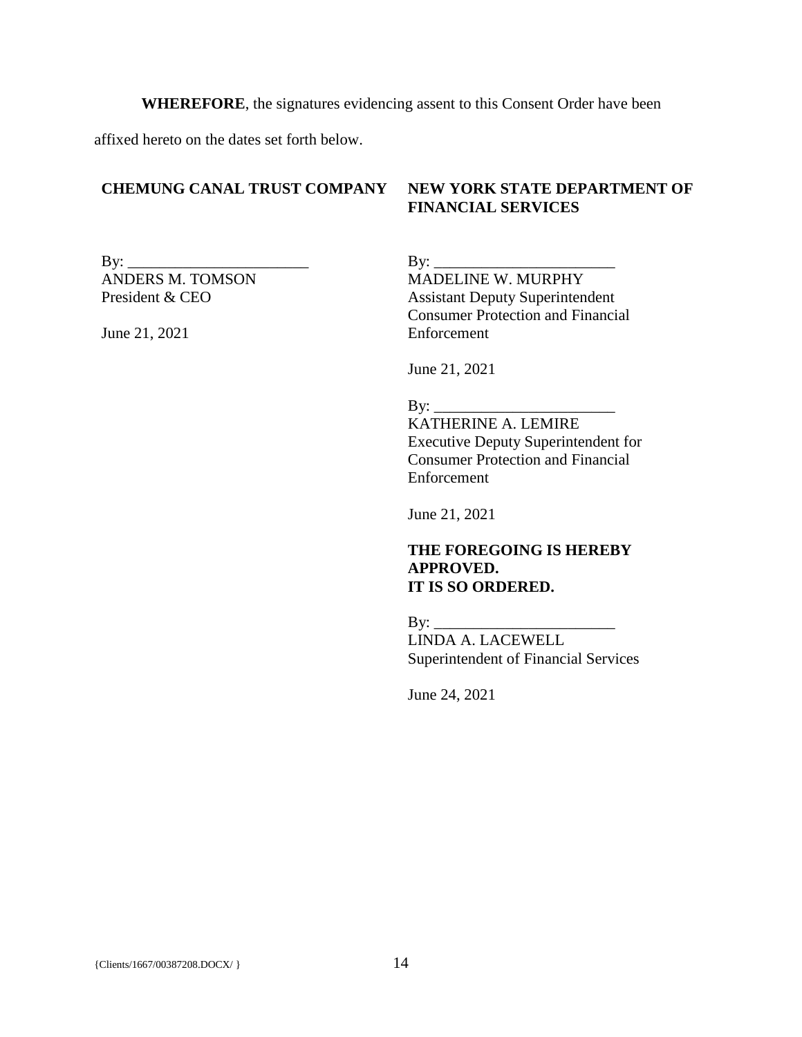**WHEREFORE**, the signatures evidencing assent to this Consent Order have been affixed hereto on the dates set forth below.

**CHEMUNG CANAL TRUST COMPANY**

By: _______________________
ANDERS M. TOMSON
President & CEO

June 21, 2021

**NEW YORK STATE DEPARTMENT OF FINANCIAL SERVICES**

By: _______________________
MADELINE W. MURPHY
Assistant Deputy Superintendent
Consumer Protection and Financial
Enforcement

June 21, 2021

By: _______________________
KATHERINE A. LEMIRE
Executive Deputy Superintendent for
Consumer Protection and Financial
Enforcement

June 21, 2021

**THE FOREGOING IS HEREBY APPROVED.**
**IT IS SO ORDERED.**

By: _______________________
LINDA A. LACEWELL
Superintendent of Financial Services

June 24, 2021

{Clients/1667/00387208.DOCX/ }